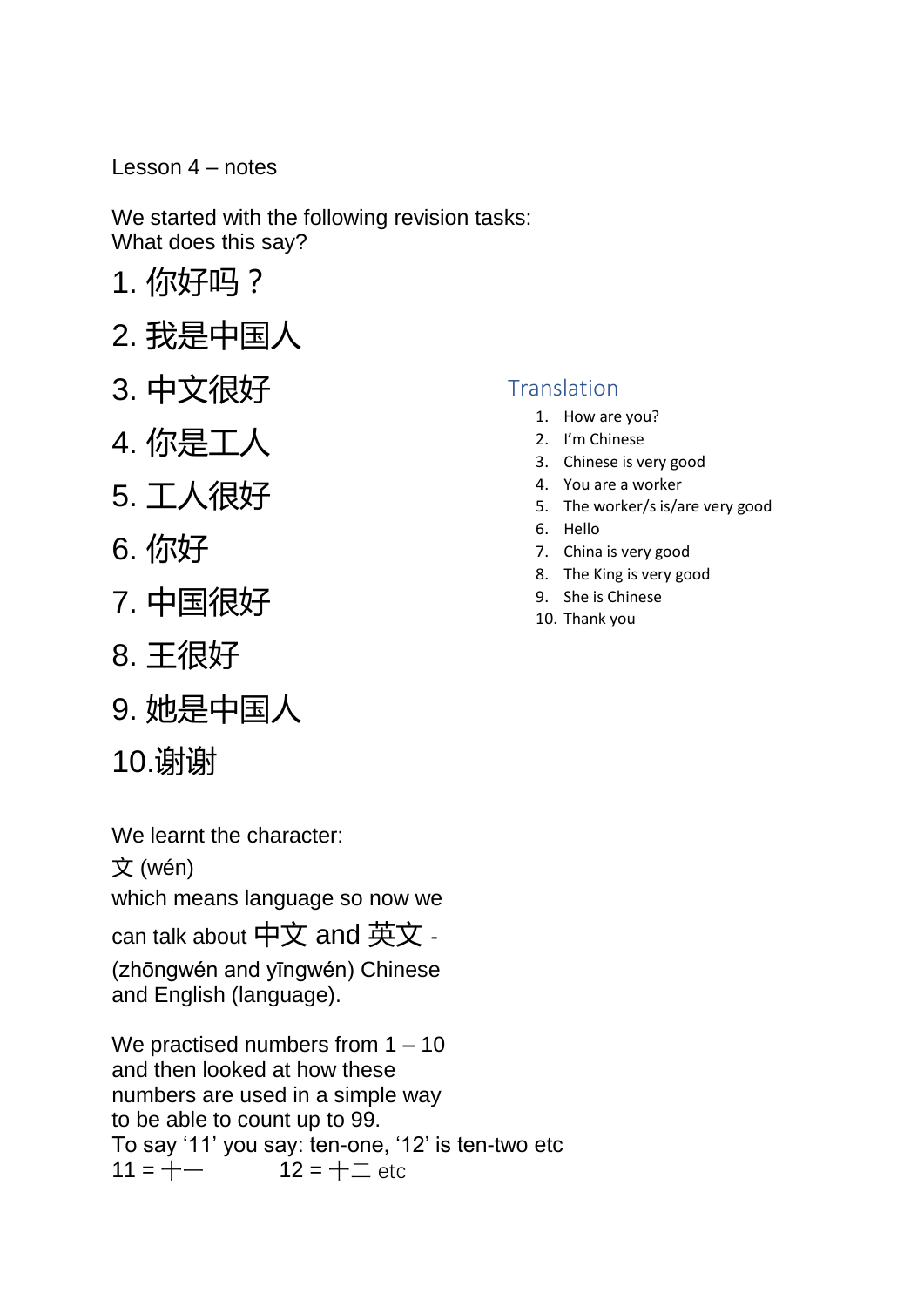Lesson 4 – notes

We started with the following revision tasks:
What does this say?

1. 你好吗？
2. 我是中国人
3. 中文很好
4. 你是工人
5. 工人很好
6. 你好
7. 中国很好
8. 王很好
9. 她是中国人
10. 谢谢

## Translation

1. How are you?
2. I'm Chinese
3. Chinese is very good
4. You are a worker
5. The worker/s is/are very good
6. Hello
7. China is very good
8. The King is very good
9. She is Chinese
10. Thank you

We learnt the character:
文 (wén)
which means language so now we can talk about 中文 and 英文 - (zhōngwén and yīngwén) Chinese and English (language).

We practised numbers from 1 – 10 and then looked at how these numbers are used in a simple way to be able to count up to 99.
To say '11' you say: ten-one, '12' is ten-two etc
11 = 十一　　　12 = 十二 etc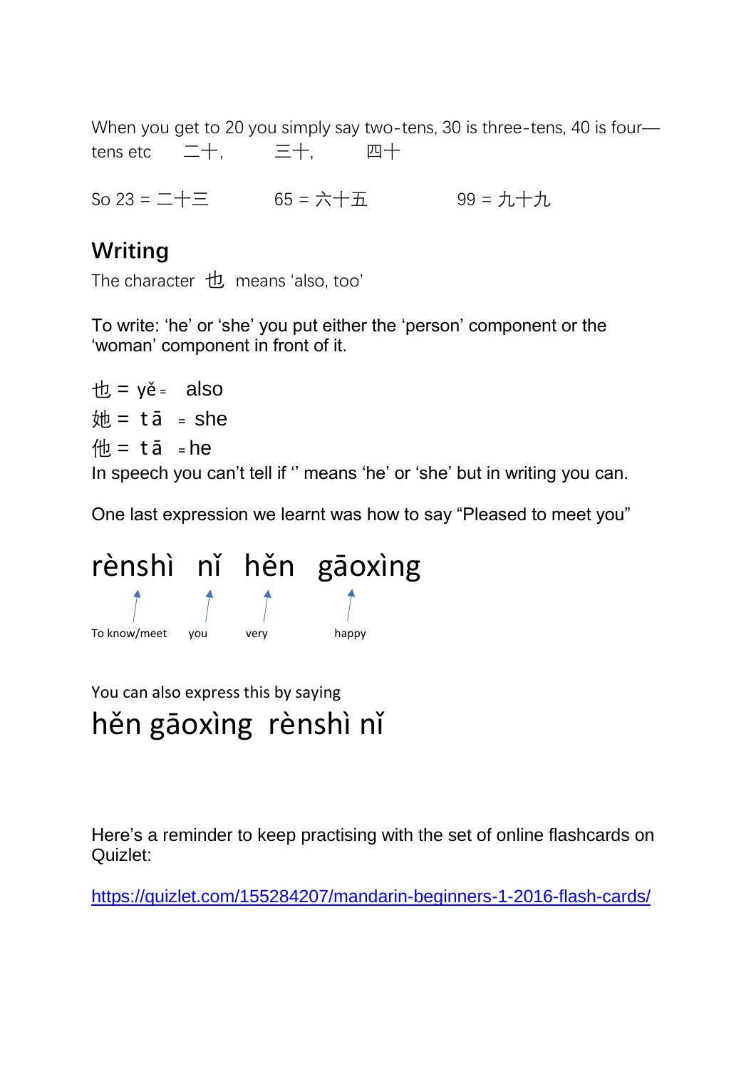When you get to 20 you simply say two-tens, 30 is three-tens, 40 is four—tens etc    二十,    三十,    四十

So 23 = 二十三    65 = 六十五    99 = 九十九

## Writing

The character 也 means 'also, too'

To write: 'he' or 'she' you put either the 'person' component or the 'woman' component in front of it.

也 = yě = also

她 = tā = she

他 = tā = he

In speech you can't tell if '' means 'he' or 'she' but in writing you can.

One last expression we learnt was how to say "Pleased to meet you"

rènshì nǐ hěn gāoxìng

- rènshì → To know/meet
- nǐ → you
- hěn → very
- gāoxìng → happy

You can also express this by saying

hěn gāoxìng rènshì nǐ

Here's a reminder to keep practising with the set of online flashcards on Quizlet:

https://quizlet.com/155284207/mandarin-beginners-1-2016-flash-cards/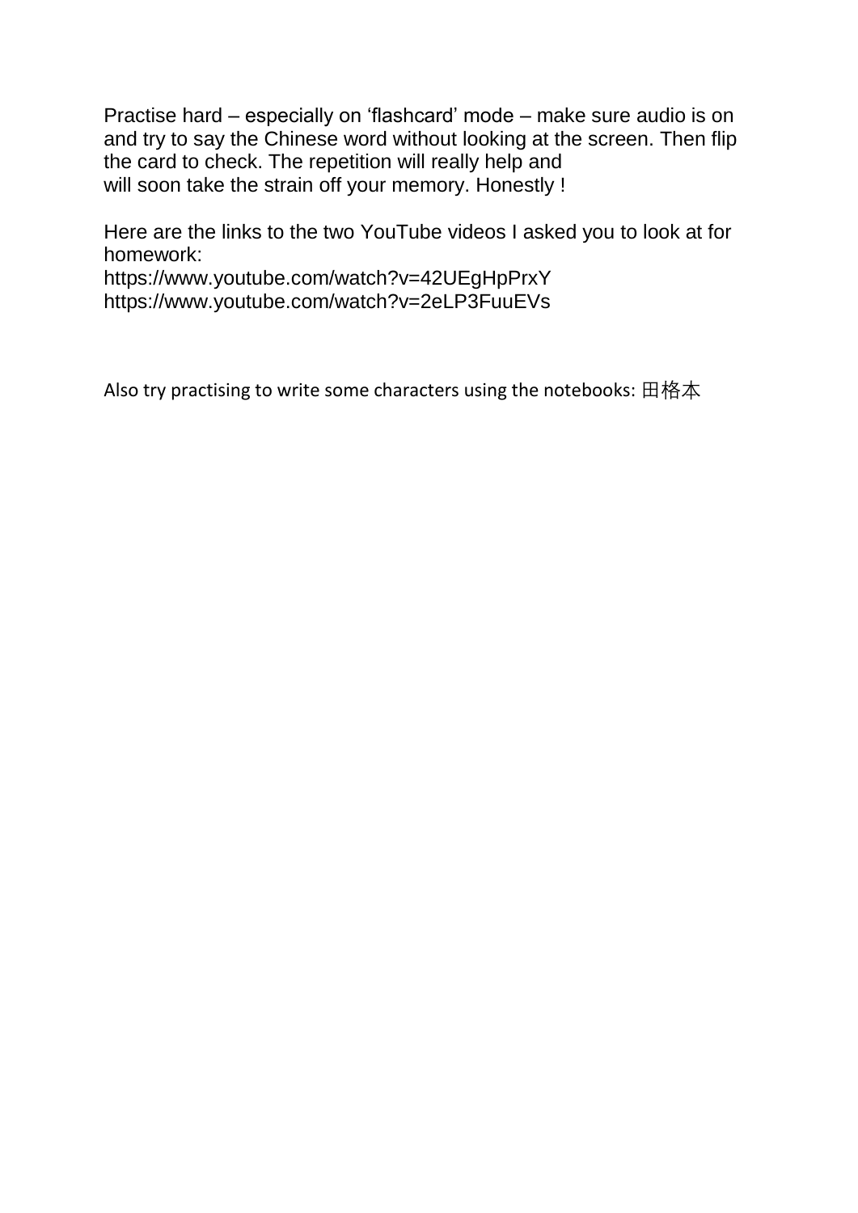Practise hard – especially on 'flashcard' mode – make sure audio is on and try to say the Chinese word without looking at the screen. Then flip the card to check. The repetition will really help and will soon take the strain off your memory. Honestly !

Here are the links to the two YouTube videos I asked you to look at for homework:
https://www.youtube.com/watch?v=42UEgHpPrxY
https://www.youtube.com/watch?v=2eLP3FuuEVs

Also try practising to write some characters using the notebooks: 田格本